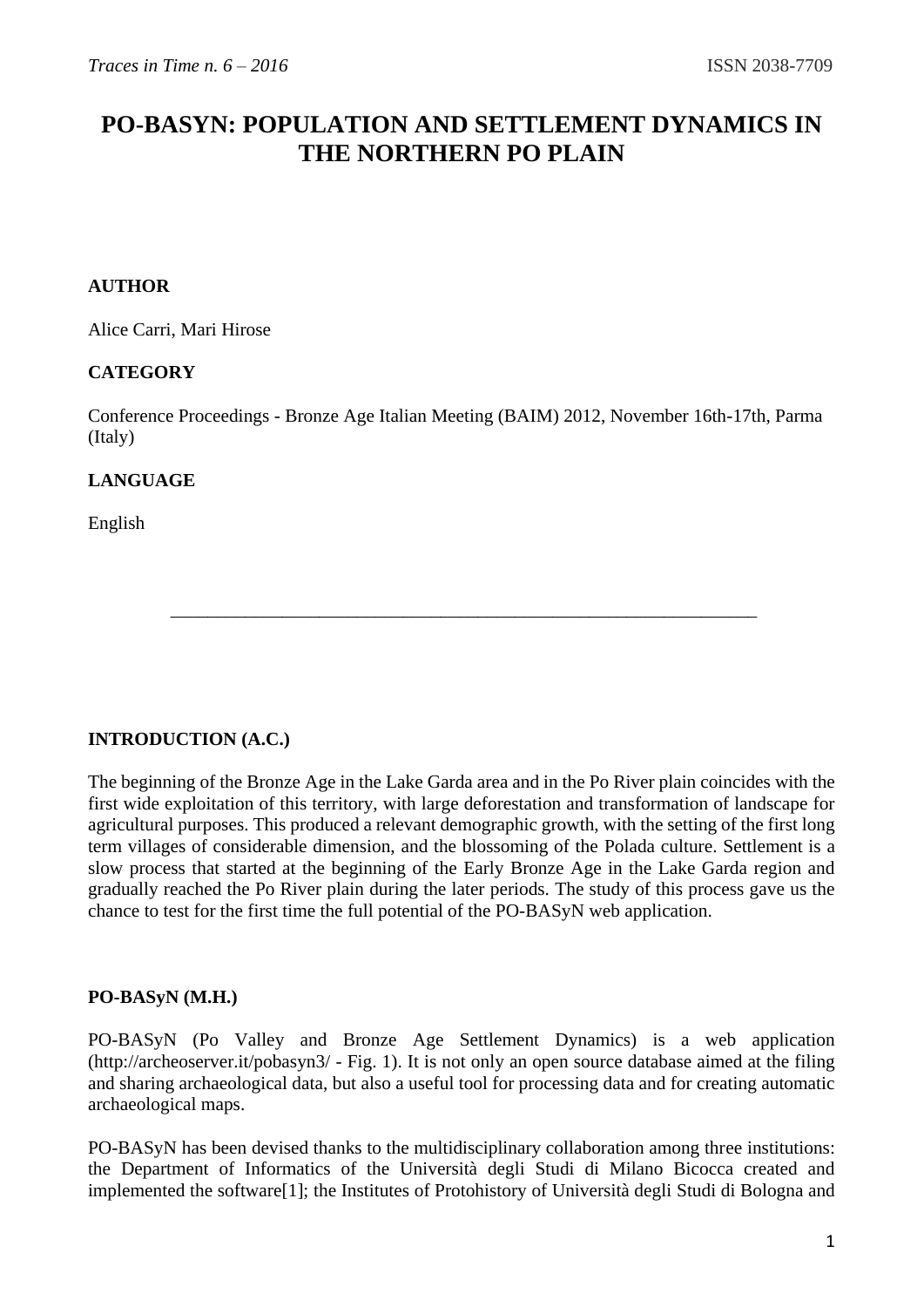# PO-BASYN: POPULATION AND SETTLEMENT DYNAMICS IN THE NORTHERN PO PLAIN

**AUTHOR**

Alice Carri, Mari Hirose

**CATEGORY**

Conference Proceedings - Bronze Age Italian Meeting (BAIM) 2012, November 16th-17th, Parma (Italy)

**LANGUAGE**

English

---

## INTRODUCTION (A.C.)

The beginning of the Bronze Age in the Lake Garda area and in the Po River plain coincides with the first wide exploitation of this territory, with large deforestation and transformation of landscape for agricultural purposes. This produced a relevant demographic growth, with the setting of the first long term villages of considerable dimension, and the blossoming of the Polada culture. Settlement is a slow process that started at the beginning of the Early Bronze Age in the Lake Garda region and gradually reached the Po River plain during the later periods. The study of this process gave us the chance to test for the first time the full potential of the PO-BASyN web application.

## PO-BASyN (M.H.)

PO-BASyN (Po Valley and Bronze Age Settlement Dynamics) is a web application (http://archeoserver.it/pobasyn3/ - Fig. 1). It is not only an open source database aimed at the filing and sharing archaeological data, but also a useful tool for processing data and for creating automatic archaeological maps.

PO-BASyN has been devised thanks to the multidisciplinary collaboration among three institutions: the Department of Informatics of the Università degli Studi di Milano Bicocca created and implemented the software[1]; the Institutes of Protohistory of Università degli Studi di Bologna and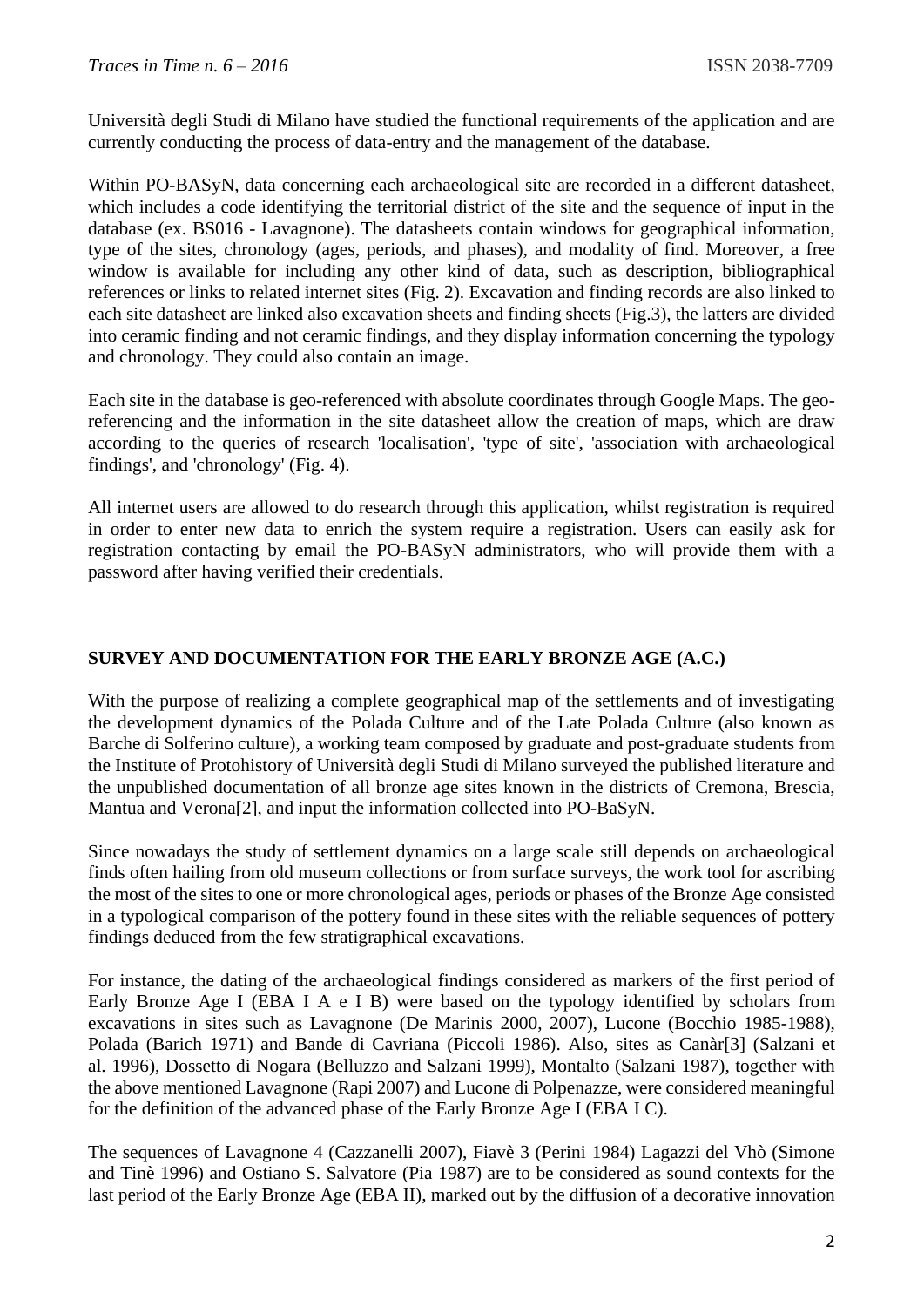Università degli Studi di Milano have studied the functional requirements of the application and are currently conducting the process of data-entry and the management of the database.

Within PO-BASyN, data concerning each archaeological site are recorded in a different datasheet, which includes a code identifying the territorial district of the site and the sequence of input in the database (ex. BS016 - Lavagnone). The datasheets contain windows for geographical information, type of the sites, chronology (ages, periods, and phases), and modality of find. Moreover, a free window is available for including any other kind of data, such as description, bibliographical references or links to related internet sites (Fig. 2). Excavation and finding records are also linked to each site datasheet are linked also excavation sheets and finding sheets (Fig.3), the latters are divided into ceramic finding and not ceramic findings, and they display information concerning the typology and chronology. They could also contain an image.

Each site in the database is geo-referenced with absolute coordinates through Google Maps. The geo-referencing and the information in the site datasheet allow the creation of maps, which are draw according to the queries of research 'localisation', 'type of site', 'association with archaeological findings', and 'chronology' (Fig. 4).

All internet users are allowed to do research through this application, whilst registration is required in order to enter new data to enrich the system require a registration. Users can easily ask for registration contacting by email the PO-BASyN administrators, who will provide them with a password after having verified their credentials.

## SURVEY AND DOCUMENTATION FOR THE EARLY BRONZE AGE (A.C.)

With the purpose of realizing a complete geographical map of the settlements and of investigating the development dynamics of the Polada Culture and of the Late Polada Culture (also known as Barche di Solferino culture), a working team composed by graduate and post-graduate students from the Institute of Protohistory of Università degli Studi di Milano surveyed the published literature and the unpublished documentation of all bronze age sites known in the districts of Cremona, Brescia, Mantua and Verona[2], and input the information collected into PO-BaSyN.

Since nowadays the study of settlement dynamics on a large scale still depends on archaeological finds often hailing from old museum collections or from surface surveys, the work tool for ascribing the most of the sites to one or more chronological ages, periods or phases of the Bronze Age consisted in a typological comparison of the pottery found in these sites with the reliable sequences of pottery findings deduced from the few stratigraphical excavations.

For instance, the dating of the archaeological findings considered as markers of the first period of Early Bronze Age I (EBA I A e I B) were based on the typology identified by scholars from excavations in sites such as Lavagnone (De Marinis 2000, 2007), Lucone (Bocchio 1985-1988), Polada (Barich 1971) and Bande di Cavriana (Piccoli 1986). Also, sites as Canàr[3] (Salzani et al. 1996), Dossetto di Nogara (Belluzzo and Salzani 1999), Montalto (Salzani 1987), together with the above mentioned Lavagnone (Rapi 2007) and Lucone di Polpenazze, were considered meaningful for the definition of the advanced phase of the Early Bronze Age I (EBA I C).

The sequences of Lavagnone 4 (Cazzanelli 2007), Fiavè 3 (Perini 1984) Lagazzi del Vhò (Simone and Tinè 1996) and Ostiano S. Salvatore (Pia 1987) are to be considered as sound contexts for the last period of the Early Bronze Age (EBA II), marked out by the diffusion of a decorative innovation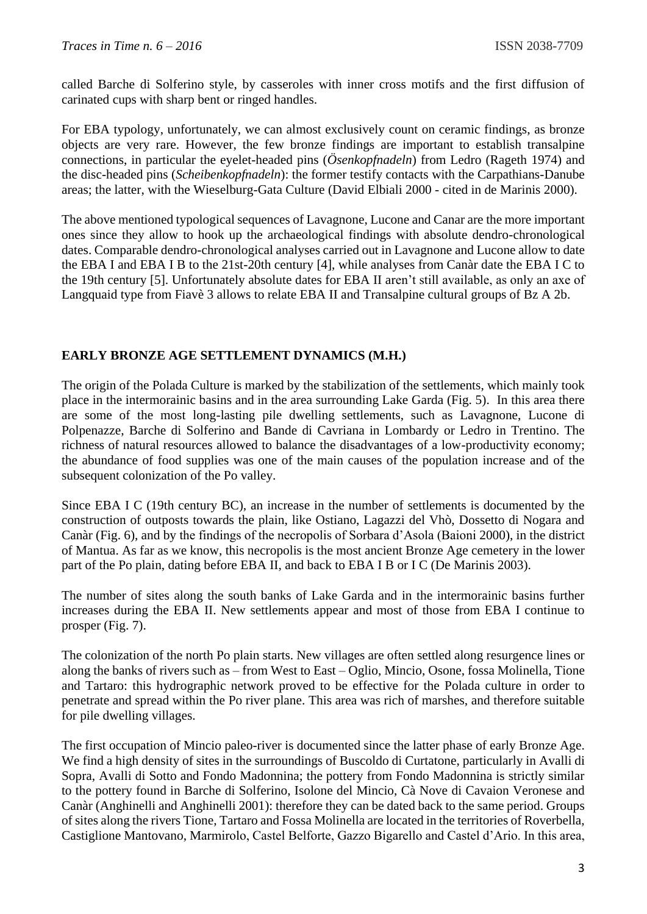called Barche di Solferino style, by casseroles with inner cross motifs and the first diffusion of carinated cups with sharp bent or ringed handles.

For EBA typology, unfortunately, we can almost exclusively count on ceramic findings, as bronze objects are very rare. However, the few bronze findings are important to establish transalpine connections, in particular the eyelet-headed pins (*Ösenkopfnadeln*) from Ledro (Rageth 1974) and the disc-headed pins (*Scheibenkopfnadeln*): the former testify contacts with the Carpathians-Danube areas; the latter, with the Wieselburg-Gata Culture (David Elbiali 2000 - cited in de Marinis 2000).

The above mentioned typological sequences of Lavagnone, Lucone and Canar are the more important ones since they allow to hook up the archaeological findings with absolute dendro-chronological dates. Comparable dendro-chronological analyses carried out in Lavagnone and Lucone allow to date the EBA I and EBA I B to the 21st-20th century [4], while analyses from Canàr date the EBA I C to the 19th century [5]. Unfortunately absolute dates for EBA II aren't still available, as only an axe of Langquaid type from Fiavè 3 allows to relate EBA II and Transalpine cultural groups of Bz A 2b.

## EARLY BRONZE AGE SETTLEMENT DYNAMICS (M.H.)

The origin of the Polada Culture is marked by the stabilization of the settlements, which mainly took place in the intermorainic basins and in the area surrounding Lake Garda (Fig. 5). In this area there are some of the most long-lasting pile dwelling settlements, such as Lavagnone, Lucone di Polpenazze, Barche di Solferino and Bande di Cavriana in Lombardy or Ledro in Trentino. The richness of natural resources allowed to balance the disadvantages of a low-productivity economy; the abundance of food supplies was one of the main causes of the population increase and of the subsequent colonization of the Po valley.

Since EBA I C (19th century BC), an increase in the number of settlements is documented by the construction of outposts towards the plain, like Ostiano, Lagazzi del Vhò, Dossetto di Nogara and Canàr (Fig. 6), and by the findings of the necropolis of Sorbara d'Asola (Baioni 2000), in the district of Mantua. As far as we know, this necropolis is the most ancient Bronze Age cemetery in the lower part of the Po plain, dating before EBA II, and back to EBA I B or I C (De Marinis 2003).

The number of sites along the south banks of Lake Garda and in the intermorainic basins further increases during the EBA II. New settlements appear and most of those from EBA I continue to prosper (Fig. 7).

The colonization of the north Po plain starts. New villages are often settled along resurgence lines or along the banks of rivers such as – from West to East – Oglio, Mincio, Osone, fossa Molinella, Tione and Tartaro: this hydrographic network proved to be effective for the Polada culture in order to penetrate and spread within the Po river plane. This area was rich of marshes, and therefore suitable for pile dwelling villages.

The first occupation of Mincio paleo-river is documented since the latter phase of early Bronze Age. We find a high density of sites in the surroundings of Buscoldo di Curtatone, particularly in Avalli di Sopra, Avalli di Sotto and Fondo Madonnina; the pottery from Fondo Madonnina is strictly similar to the pottery found in Barche di Solferino, Isolone del Mincio, Cà Nove di Cavaion Veronese and Canàr (Anghinelli and Anghinelli 2001): therefore they can be dated back to the same period. Groups of sites along the rivers Tione, Tartaro and Fossa Molinella are located in the territories of Roverbella, Castiglione Mantovano, Marmirolo, Castel Belforte, Gazzo Bigarello and Castel d'Ario. In this area,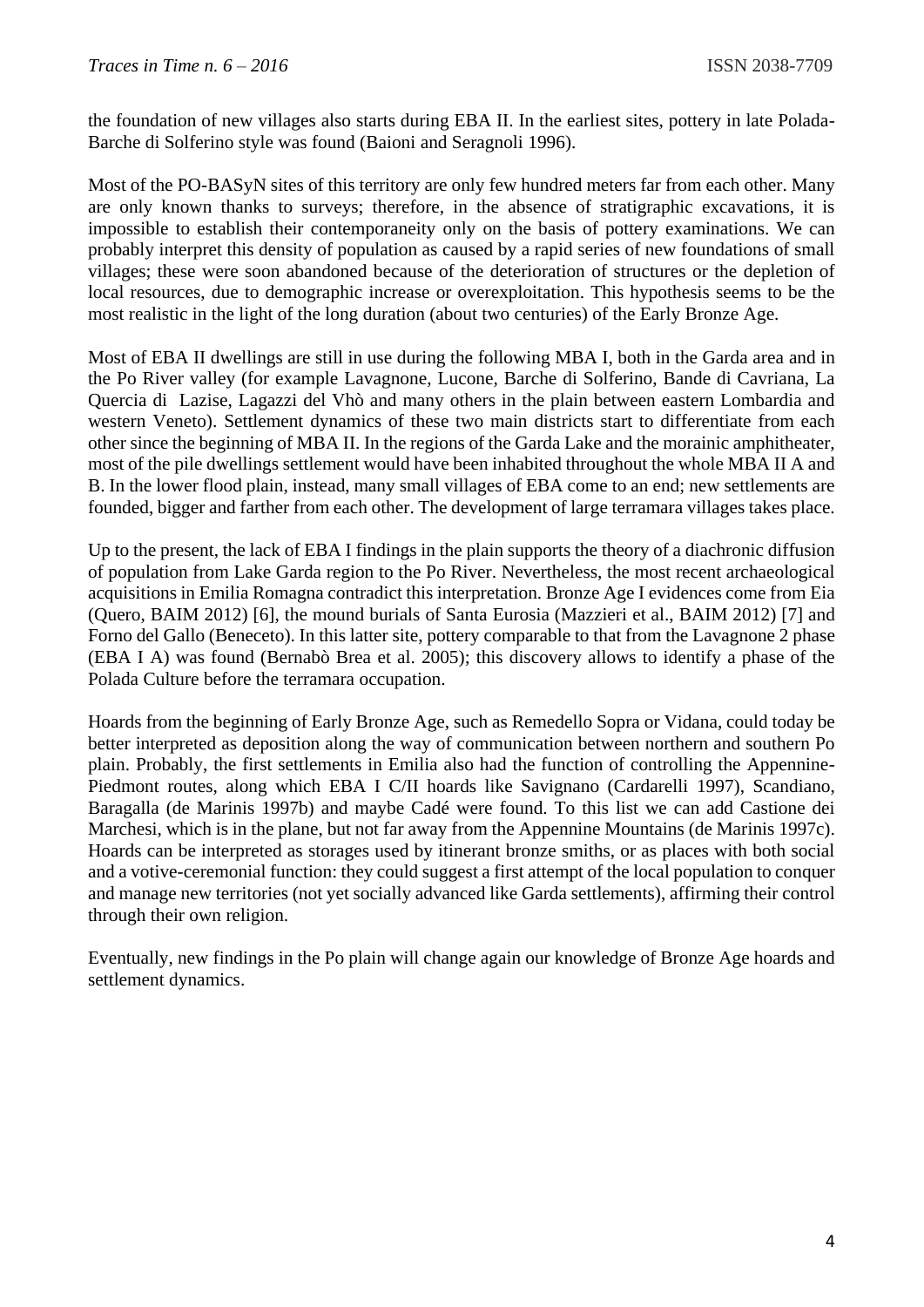the foundation of new villages also starts during EBA II. In the earliest sites, pottery in late Polada-Barche di Solferino style was found (Baioni and Seragnoli 1996).

Most of the PO-BASyN sites of this territory are only few hundred meters far from each other. Many are only known thanks to surveys; therefore, in the absence of stratigraphic excavations, it is impossible to establish their contemporaneity only on the basis of pottery examinations. We can probably interpret this density of population as caused by a rapid series of new foundations of small villages; these were soon abandoned because of the deterioration of structures or the depletion of local resources, due to demographic increase or overexploitation. This hypothesis seems to be the most realistic in the light of the long duration (about two centuries) of the Early Bronze Age.

Most of EBA II dwellings are still in use during the following MBA I, both in the Garda area and in the Po River valley (for example Lavagnone, Lucone, Barche di Solferino, Bande di Cavriana, La Quercia di Lazise, Lagazzi del Vhò and many others in the plain between eastern Lombardia and western Veneto). Settlement dynamics of these two main districts start to differentiate from each other since the beginning of MBA II. In the regions of the Garda Lake and the morainic amphitheater, most of the pile dwellings settlement would have been inhabited throughout the whole MBA II A and B. In the lower flood plain, instead, many small villages of EBA come to an end; new settlements are founded, bigger and farther from each other. The development of large terramara villages takes place.

Up to the present, the lack of EBA I findings in the plain supports the theory of a diachronic diffusion of population from Lake Garda region to the Po River. Nevertheless, the most recent archaeological acquisitions in Emilia Romagna contradict this interpretation. Bronze Age I evidences come from Eia (Quero, BAIM 2012) [6], the mound burials of Santa Eurosia (Mazzieri et al., BAIM 2012) [7] and Forno del Gallo (Beneceto). In this latter site, pottery comparable to that from the Lavagnone 2 phase (EBA I A) was found (Bernabò Brea et al. 2005); this discovery allows to identify a phase of the Polada Culture before the terramara occupation.

Hoards from the beginning of Early Bronze Age, such as Remedello Sopra or Vidana, could today be better interpreted as deposition along the way of communication between northern and southern Po plain. Probably, the first settlements in Emilia also had the function of controlling the Appennine-Piedmont routes, along which EBA I C/II hoards like Savignano (Cardarelli 1997), Scandiano, Baragalla (de Marinis 1997b) and maybe Cadé were found. To this list we can add Castione dei Marchesi, which is in the plane, but not far away from the Appennine Mountains (de Marinis 1997c). Hoards can be interpreted as storages used by itinerant bronze smiths, or as places with both social and a votive-ceremonial function: they could suggest a first attempt of the local population to conquer and manage new territories (not yet socially advanced like Garda settlements), affirming their control through their own religion.

Eventually, new findings in the Po plain will change again our knowledge of Bronze Age hoards and settlement dynamics.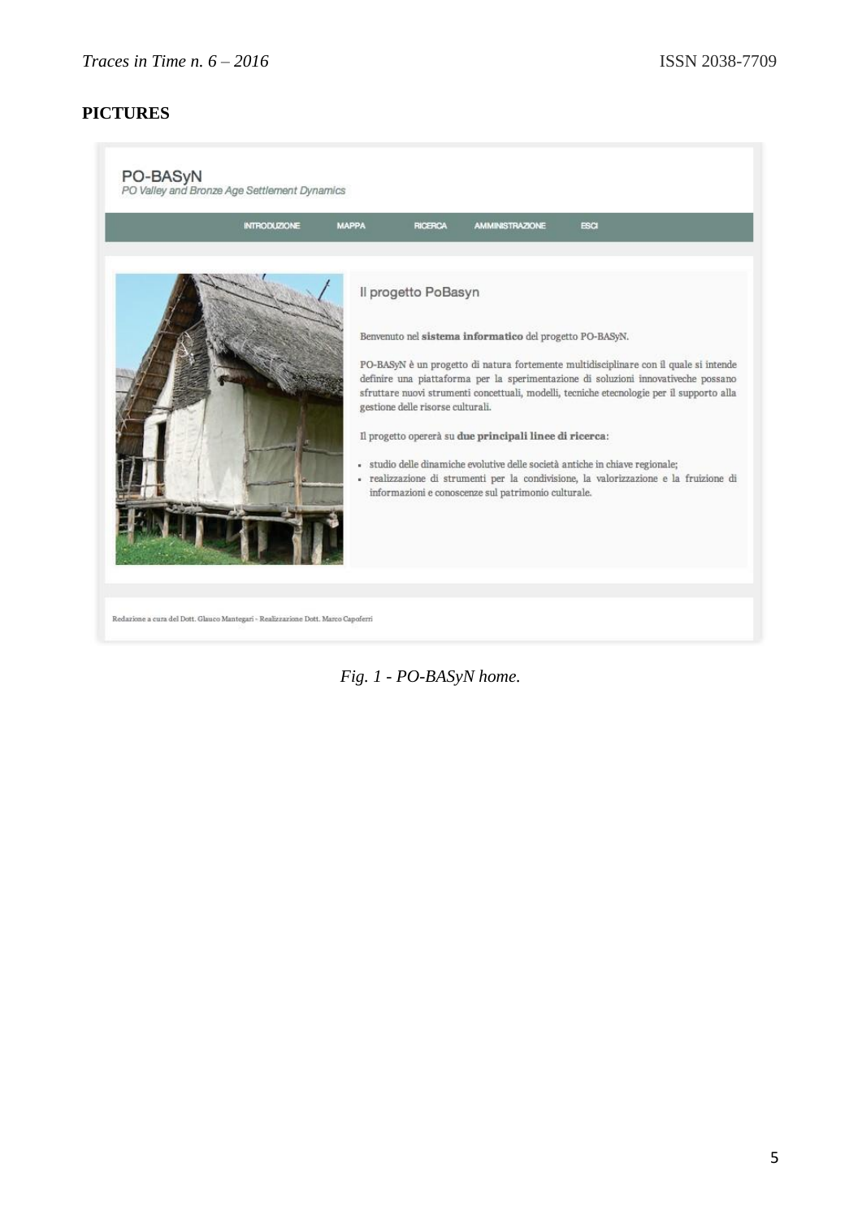**PICTURES**

*Fig. 1 - PO-BASyN home.*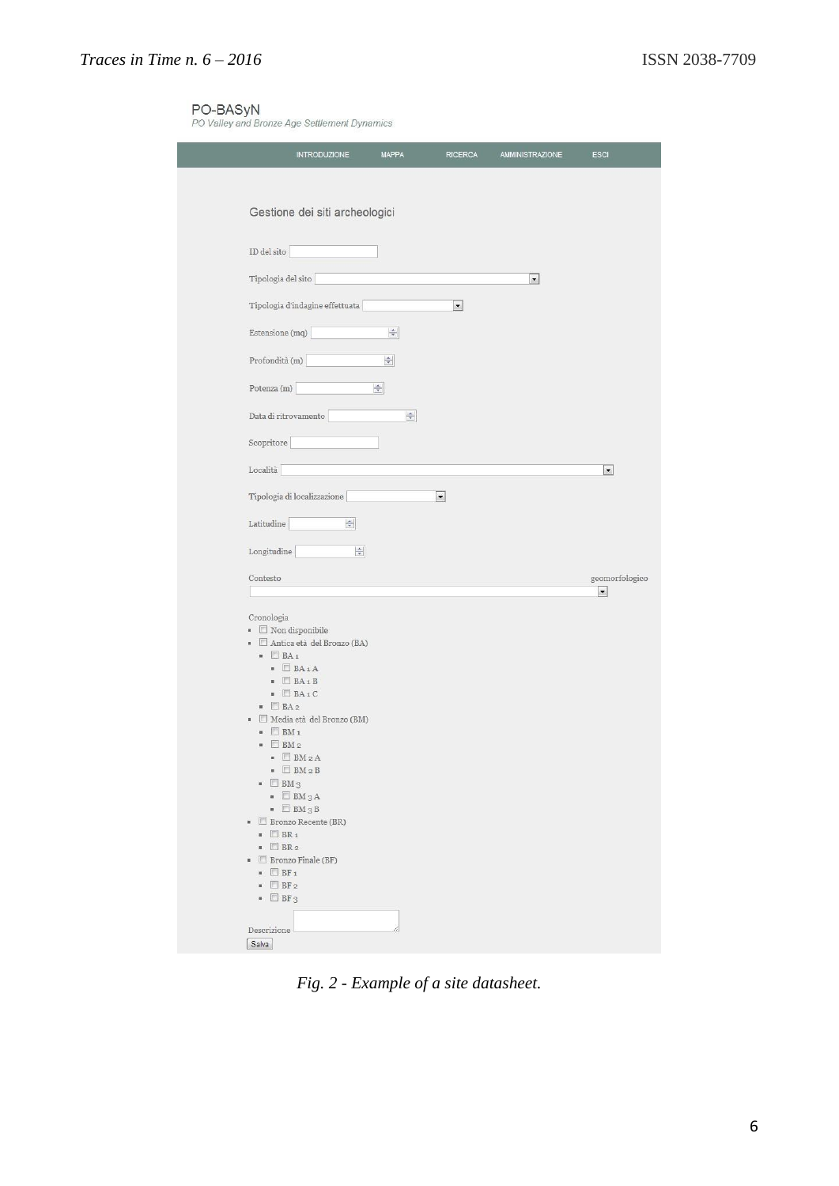PO-BASyN

*PO Valley and Bronze Age Settlement Dynamics*

INTRODUZIONE MAPPA RICERCA AMMINISTRAZIONE ESCI

Gestione dei siti archeologici

ID del sito

Tipologia del sito

Tipologia d'indagine effettuata

Estensione (mq)

Profondità (m)

Potenza (m)

Data di ritrovamento

Scopritore

Località

Tipologia di localizzazione

Latitudine

Longitudine

Contesto geomorfologico

Cronologia

- Non disponibile
- Antica età del Bronzo (BA)
  - BA 1
    - BA 1 A
    - BA 1 B
    - BA 1 C
  - BA 2
- Media età del Bronzo (BM)
  - BM 1
  - BM 2
    - BM 2 A
    - BM 2 B
  - BM 3
    - BM 3 A
    - BM 3 B
- Bronzo Recente (BR)
  - BR 1
  - BR 2
- Bronzo Finale (BF)
  - BF 1
  - BF 2
  - BF 3

Descrizione

Salva

*Fig. 2 - Example of a site datasheet.*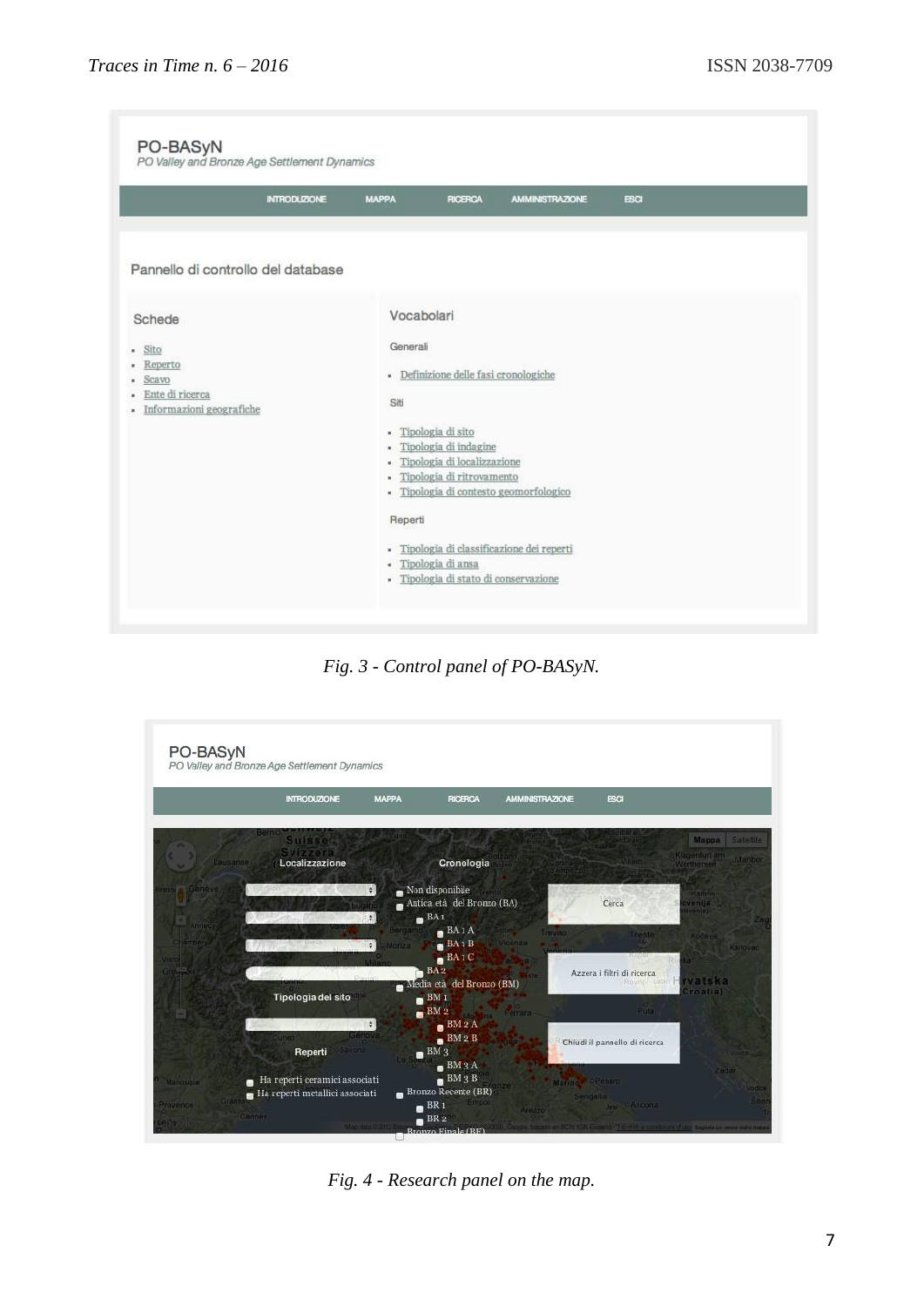Fig. 3 - Control panel of PO-BASyN.

Fig. 4 - Research panel on the map.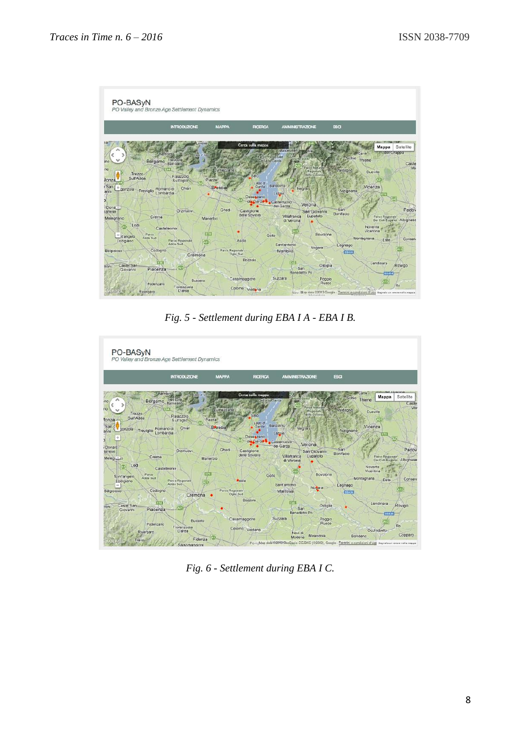*Fig. 5 - Settlement during EBA I A - EBA I B.*

*Fig. 6 - Settlement during EBA I C.*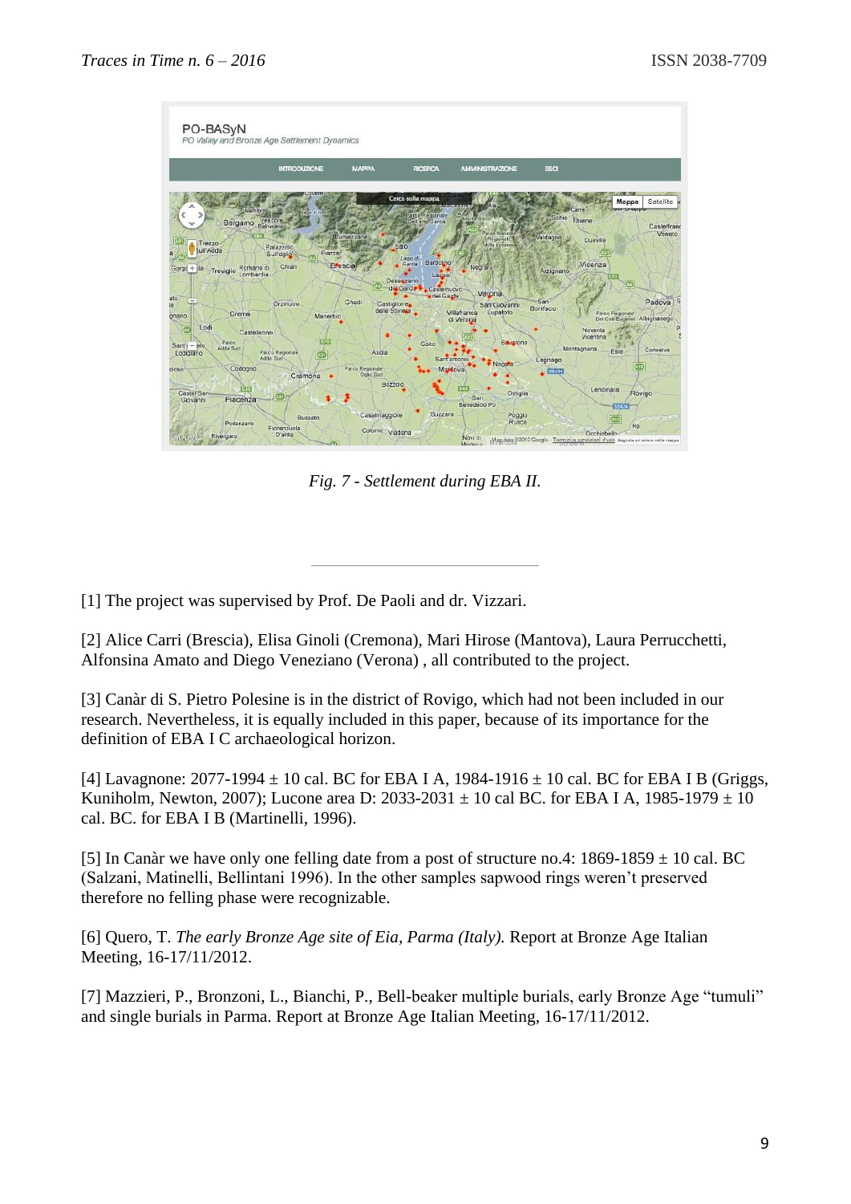Fig. 7 - Settlement during EBA II.

---

[1] The project was supervised by Prof. De Paoli and dr. Vizzari.

[2] Alice Carri (Brescia), Elisa Ginoli (Cremona), Mari Hirose (Mantova), Laura Perrucchetti, Alfonsina Amato and Diego Veneziano (Verona) , all contributed to the project.

[3] Canàr di S. Pietro Polesine is in the district of Rovigo, which had not been included in our research. Nevertheless, it is equally included in this paper, because of its importance for the definition of EBA I C archaeological horizon.

[4] Lavagnone: 2077-1994 ± 10 cal. BC for EBA I A, 1984-1916 ± 10 cal. BC for EBA I B (Griggs, Kuniholm, Newton, 2007); Lucone area D: 2033-2031 ± 10 cal BC. for EBA I A, 1985-1979 ± 10 cal. BC. for EBA I B (Martinelli, 1996).

[5] In Canàr we have only one felling date from a post of structure no.4: 1869-1859 ± 10 cal. BC (Salzani, Matinelli, Bellintani 1996). In the other samples sapwood rings weren't preserved therefore no felling phase were recognizable.

[6] Quero, T. *The early Bronze Age site of Eia, Parma (Italy).* Report at Bronze Age Italian Meeting, 16-17/11/2012.

[7] Mazzieri, P., Bronzoni, L., Bianchi, P., Bell-beaker multiple burials, early Bronze Age "tumuli" and single burials in Parma. Report at Bronze Age Italian Meeting, 16-17/11/2012.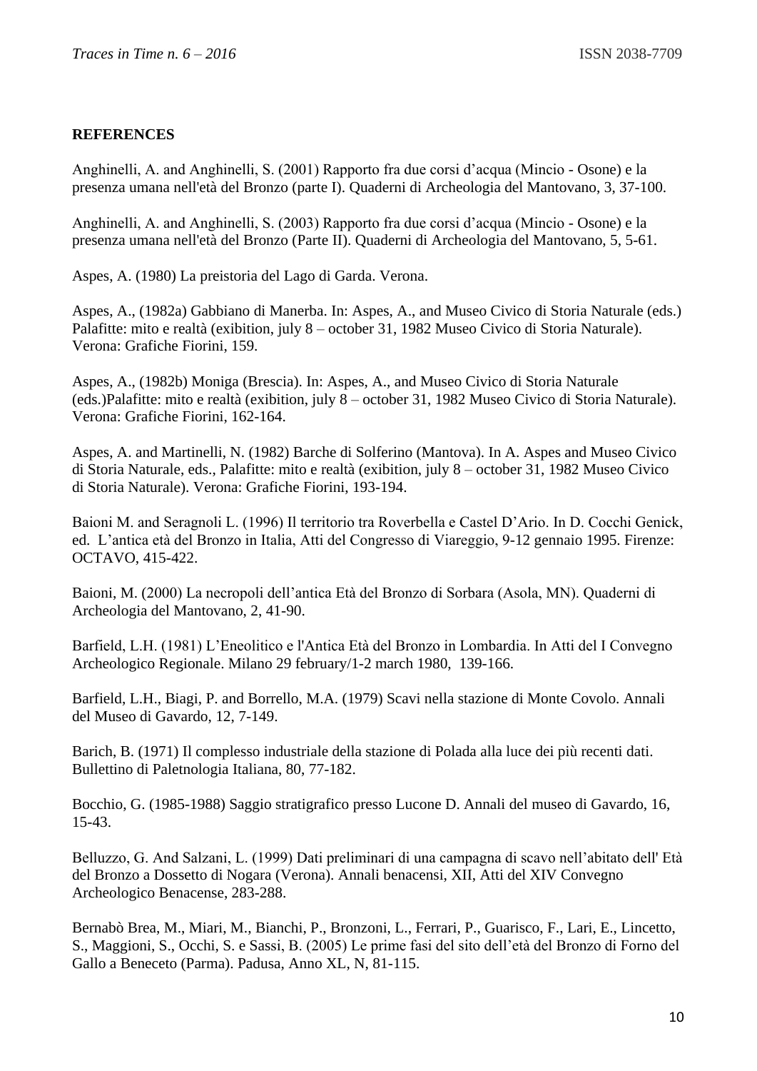**REFERENCES**

Anghinelli, A. and Anghinelli, S. (2001) Rapporto fra due corsi d'acqua (Mincio - Osone) e la presenza umana nell'età del Bronzo (parte I). Quaderni di Archeologia del Mantovano, 3, 37-100.

Anghinelli, A. and Anghinelli, S. (2003) Rapporto fra due corsi d'acqua (Mincio - Osone) e la presenza umana nell'età del Bronzo (Parte II). Quaderni di Archeologia del Mantovano, 5, 5-61.

Aspes, A. (1980) La preistoria del Lago di Garda. Verona.

Aspes, A., (1982a) Gabbiano di Manerba. In: Aspes, A., and Museo Civico di Storia Naturale (eds.) Palafitte: mito e realtà (exibition, july 8 – october 31, 1982 Museo Civico di Storia Naturale). Verona: Grafiche Fiorini, 159.

Aspes, A., (1982b) Moniga (Brescia). In: Aspes, A., and Museo Civico di Storia Naturale (eds.)Palafitte: mito e realtà (exibition, july 8 – october 31, 1982 Museo Civico di Storia Naturale). Verona: Grafiche Fiorini, 162-164.

Aspes, A. and Martinelli, N. (1982) Barche di Solferino (Mantova). In A. Aspes and Museo Civico di Storia Naturale, eds., Palafitte: mito e realtà (exibition, july 8 – october 31, 1982 Museo Civico di Storia Naturale). Verona: Grafiche Fiorini, 193-194.

Baioni M. and Seragnoli L. (1996) Il territorio tra Roverbella e Castel D'Ario. In D. Cocchi Genick, ed. L'antica età del Bronzo in Italia, Atti del Congresso di Viareggio, 9-12 gennaio 1995. Firenze: OCTAVO, 415-422.

Baioni, M. (2000) La necropoli dell'antica Età del Bronzo di Sorbara (Asola, MN). Quaderni di Archeologia del Mantovano, 2, 41-90.

Barfield, L.H. (1981) L'Eneolitico e l'Antica Età del Bronzo in Lombardia. In Atti del I Convegno Archeologico Regionale. Milano 29 february/1-2 march 1980, 139-166.

Barfield, L.H., Biagi, P. and Borrello, M.A. (1979) Scavi nella stazione di Monte Covolo. Annali del Museo di Gavardo, 12, 7-149.

Barich, B. (1971) Il complesso industriale della stazione di Polada alla luce dei più recenti dati. Bullettino di Paletnologia Italiana, 80, 77-182.

Bocchio, G. (1985-1988) Saggio stratigrafico presso Lucone D. Annali del museo di Gavardo, 16, 15-43.

Belluzzo, G. And Salzani, L. (1999) Dati preliminari di una campagna di scavo nell'abitato dell' Età del Bronzo a Dossetto di Nogara (Verona). Annali benacensi, XII, Atti del XIV Convegno Archeologico Benacense, 283-288.

Bernabò Brea, M., Miari, M., Bianchi, P., Bronzoni, L., Ferrari, P., Guarisco, F., Lari, E., Lincetto, S., Maggioni, S., Occhi, S. e Sassi, B. (2005) Le prime fasi del sito dell'età del Bronzo di Forno del Gallo a Beneceto (Parma). Padusa, Anno XL, N, 81-115.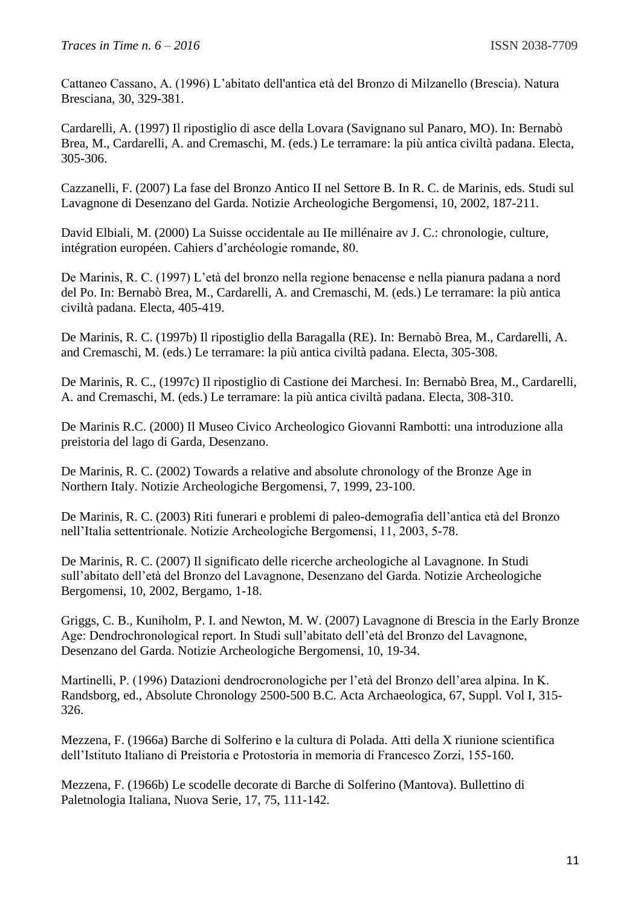Cattaneo Cassano, A. (1996) L'abitato dell'antica età del Bronzo di Milzanello (Brescia). Natura Bresciana, 30, 329-381.

Cardarelli, A. (1997) Il ripostiglio di asce della Lovara (Savignano sul Panaro, MO). In: Bernabò Brea, M., Cardarelli, A. and Cremaschi, M. (eds.) Le terramare: la più antica civiltà padana. Electa, 305-306.

Cazzanelli, F. (2007) La fase del Bronzo Antico II nel Settore B. In R. C. de Marinis, eds. Studi sul Lavagnone di Desenzano del Garda. Notizie Archeologiche Bergomensi, 10, 2002, 187-211.

David Elbiali, M. (2000) La Suisse occidentale au IIe millénaire av J. C.: chronologie, culture, intégration européen. Cahiers d'archéologie romande, 80.

De Marinis, R. C. (1997) L'età del bronzo nella regione benacense e nella pianura padana a nord del Po. In: Bernabò Brea, M., Cardarelli, A. and Cremaschi, M. (eds.) Le terramare: la più antica civiltà padana. Electa, 405-419.

De Marinis, R. C. (1997b) Il ripostiglio della Baragalla (RE). In: Bernabò Brea, M., Cardarelli, A. and Cremaschi, M. (eds.) Le terramare: la più antica civiltà padana. Electa, 305-308.

De Marinis, R. C., (1997c) Il ripostiglio di Castione dei Marchesi. In: Bernabò Brea, M., Cardarelli, A. and Cremaschi, M. (eds.) Le terramare: la più antica civiltà padana. Electa, 308-310.

De Marinis R.C. (2000) Il Museo Civico Archeologico Giovanni Rambotti: una introduzione alla preistoria del lago di Garda, Desenzano.

De Marinis, R. C. (2002) Towards a relative and absolute chronology of the Bronze Age in Northern Italy. Notizie Archeologiche Bergomensi, 7, 1999, 23-100.

De Marinis, R. C. (2003) Riti funerari e problemi di paleo-demografia dell'antica età del Bronzo nell'Italia settentrionale. Notizie Archeologiche Bergomensi, 11, 2003, 5-78.

De Marinis, R. C. (2007) Il significato delle ricerche archeologiche al Lavagnone. In Studi sull'abitato dell'età del Bronzo del Lavagnone, Desenzano del Garda. Notizie Archeologiche Bergomensi, 10, 2002, Bergamo, 1-18.

Griggs, C. B., Kuniholm, P. I. and Newton, M. W. (2007) Lavagnone di Brescia in the Early Bronze Age: Dendrochronological report. In Studi sull'abitato dell'età del Bronzo del Lavagnone, Desenzano del Garda. Notizie Archeologiche Bergomensi, 10, 19-34.

Martinelli, P. (1996) Datazioni dendrocronologiche per l'età del Bronzo dell'area alpina. In K. Randsborg, ed., Absolute Chronology 2500-500 B.C. Acta Archaeologica, 67, Suppl. Vol I, 315-326.

Mezzena, F. (1966a) Barche di Solferino e la cultura di Polada. Atti della X riunione scientifica dell'Istituto Italiano di Preistoria e Protostoria in memoria di Francesco Zorzi, 155-160.

Mezzena, F. (1966b) Le scodelle decorate di Barche di Solferino (Mantova). Bullettino di Paletnologia Italiana, Nuova Serie, 17, 75, 111-142.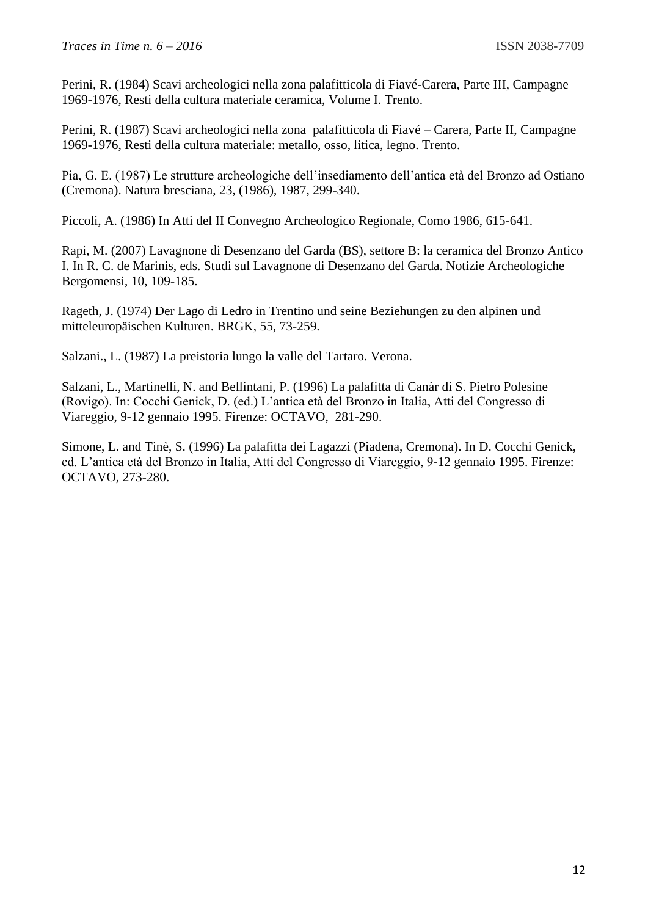Perini, R. (1984) Scavi archeologici nella zona palafitticola di Fiavé-Carera, Parte III, Campagne 1969-1976, Resti della cultura materiale ceramica, Volume I. Trento.

Perini, R. (1987) Scavi archeologici nella zona palafitticola di Fiavé – Carera, Parte II, Campagne 1969-1976, Resti della cultura materiale: metallo, osso, litica, legno. Trento.

Pia, G. E. (1987) Le strutture archeologiche dell'insediamento dell'antica età del Bronzo ad Ostiano (Cremona). Natura bresciana, 23, (1986), 1987, 299-340.

Piccoli, A. (1986) In Atti del II Convegno Archeologico Regionale, Como 1986, 615-641.

Rapi, M. (2007) Lavagnone di Desenzano del Garda (BS), settore B: la ceramica del Bronzo Antico I. In R. C. de Marinis, eds. Studi sul Lavagnone di Desenzano del Garda. Notizie Archeologiche Bergomensi, 10, 109-185.

Rageth, J. (1974) Der Lago di Ledro in Trentino und seine Beziehungen zu den alpinen und mitteleuropäischen Kulturen. BRGK, 55, 73-259.

Salzani., L. (1987) La preistoria lungo la valle del Tartaro. Verona.

Salzani, L., Martinelli, N. and Bellintani, P. (1996) La palafitta di Canàr di S. Pietro Polesine (Rovigo). In: Cocchi Genick, D. (ed.) L'antica età del Bronzo in Italia, Atti del Congresso di Viareggio, 9-12 gennaio 1995. Firenze: OCTAVO, 281-290.

Simone, L. and Tinè, S. (1996) La palafitta dei Lagazzi (Piadena, Cremona). In D. Cocchi Genick, ed. L'antica età del Bronzo in Italia, Atti del Congresso di Viareggio, 9-12 gennaio 1995. Firenze: OCTAVO, 273-280.